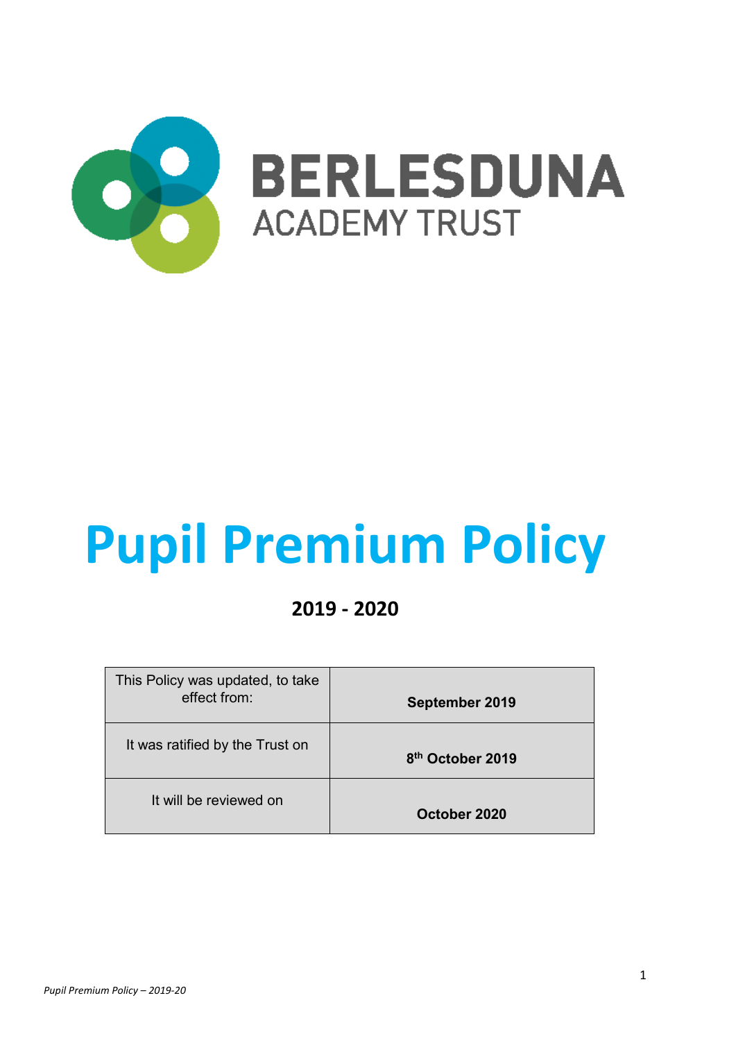BERLESDUNA
ACADEMY TRUST

# Pupil Premium Policy

## 2019 - 2020

| This Policy was updated, to take effect from: | **September 2019** |
|---|---|
| It was ratified by the Trust on | **8th October 2019** |
| It will be reviewed on | **October 2020** |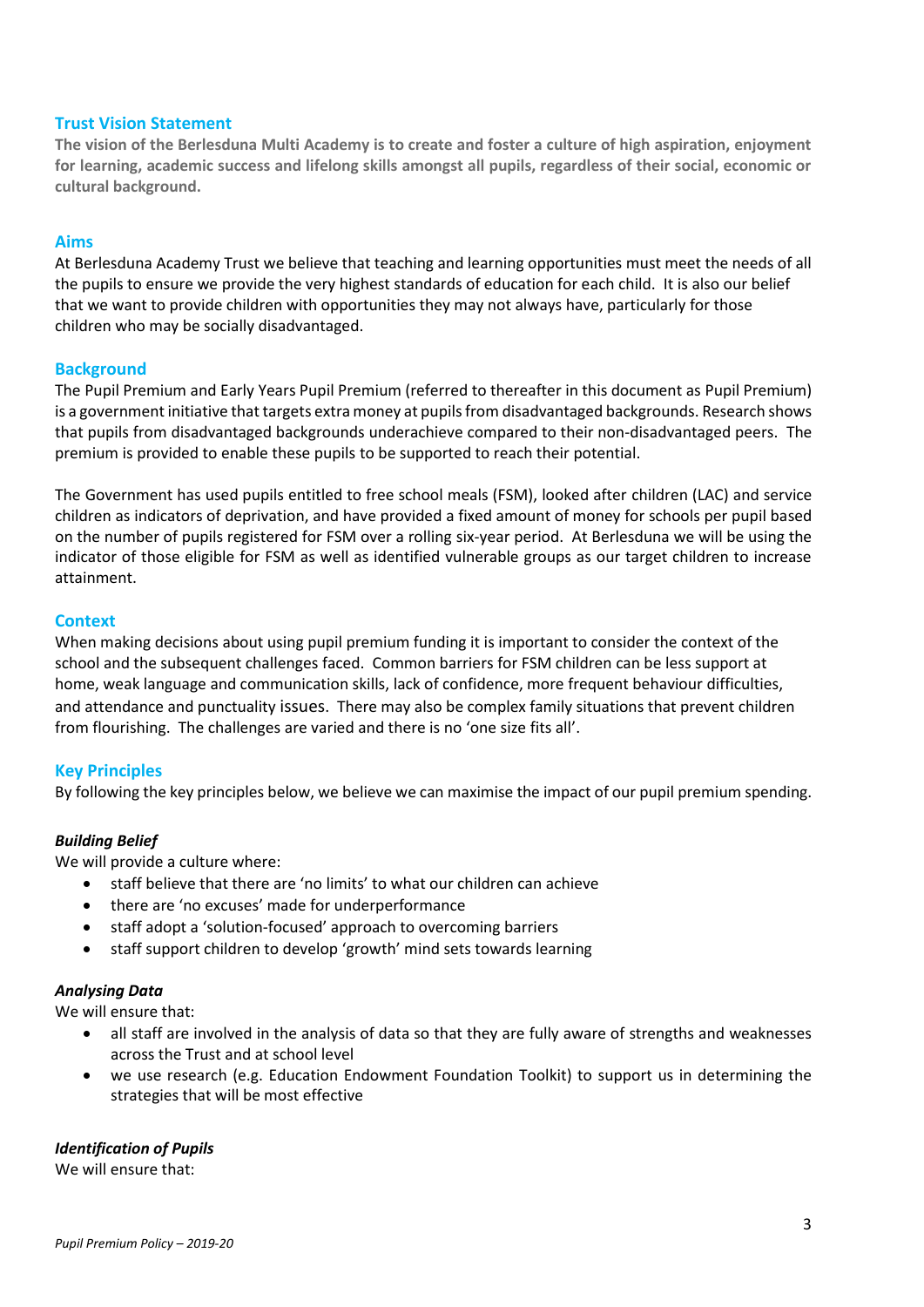## Trust Vision Statement

**The vision of the Berlesduna Multi Academy is to create and foster a culture of high aspiration, enjoyment for learning, academic success and lifelong skills amongst all pupils, regardless of their social, economic or cultural background.**

## Aims

At Berlesduna Academy Trust we believe that teaching and learning opportunities must meet the needs of all the pupils to ensure we provide the very highest standards of education for each child. It is also our belief that we want to provide children with opportunities they may not always have, particularly for those children who may be socially disadvantaged.

## Background

The Pupil Premium and Early Years Pupil Premium (referred to thereafter in this document as Pupil Premium) is a government initiative that targets extra money at pupils from disadvantaged backgrounds. Research shows that pupils from disadvantaged backgrounds underachieve compared to their non-disadvantaged peers. The premium is provided to enable these pupils to be supported to reach their potential.

The Government has used pupils entitled to free school meals (FSM), looked after children (LAC) and service children as indicators of deprivation, and have provided a fixed amount of money for schools per pupil based on the number of pupils registered for FSM over a rolling six-year period. At Berlesduna we will be using the indicator of those eligible for FSM as well as identified vulnerable groups as our target children to increase attainment.

## Context

When making decisions about using pupil premium funding it is important to consider the context of the school and the subsequent challenges faced. Common barriers for FSM children can be less support at home, weak language and communication skills, lack of confidence, more frequent behaviour difficulties, and attendance and punctuality issues. There may also be complex family situations that prevent children from flourishing. The challenges are varied and there is no 'one size fits all'.

## Key Principles

By following the key principles below, we believe we can maximise the impact of our pupil premium spending.

***Building Belief***

We will provide a culture where:

- staff believe that there are 'no limits' to what our children can achieve
- there are 'no excuses' made for underperformance
- staff adopt a 'solution-focused' approach to overcoming barriers
- staff support children to develop 'growth' mind sets towards learning

***Analysing Data***

We will ensure that:

- all staff are involved in the analysis of data so that they are fully aware of strengths and weaknesses across the Trust and at school level
- we use research (e.g. Education Endowment Foundation Toolkit) to support us in determining the strategies that will be most effective

***Identification of Pupils***

We will ensure that: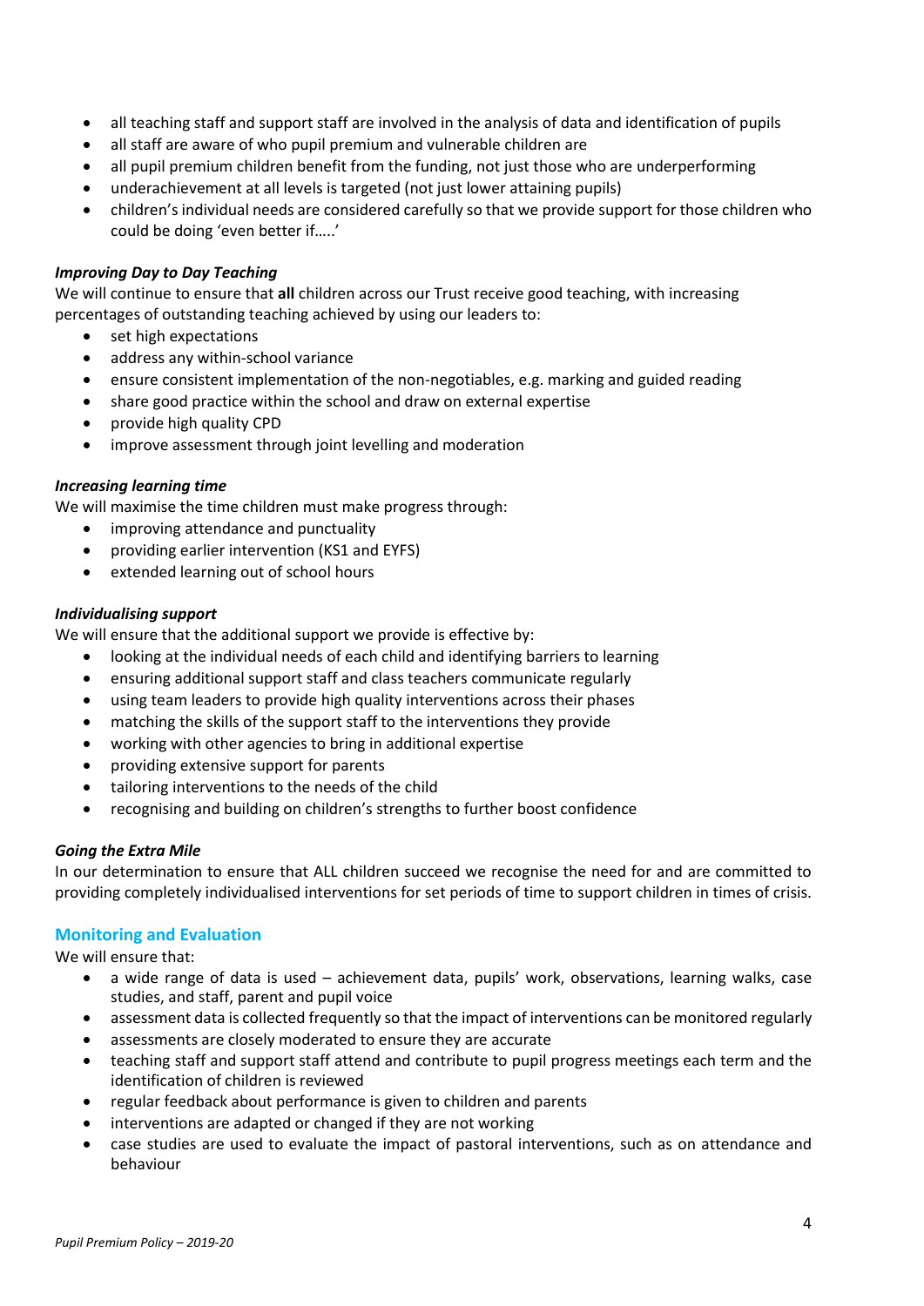- all teaching staff and support staff are involved in the analysis of data and identification of pupils
- all staff are aware of who pupil premium and vulnerable children are
- all pupil premium children benefit from the funding, not just those who are underperforming
- underachievement at all levels is targeted (not just lower attaining pupils)
- children's individual needs are considered carefully so that we provide support for those children who could be doing 'even better if…..'

***Improving Day to Day Teaching***

We will continue to ensure that **all** children across our Trust receive good teaching, with increasing percentages of outstanding teaching achieved by using our leaders to:

- set high expectations
- address any within-school variance
- ensure consistent implementation of the non-negotiables, e.g. marking and guided reading
- share good practice within the school and draw on external expertise
- provide high quality CPD
- improve assessment through joint levelling and moderation

***Increasing learning time***

We will maximise the time children must make progress through:

- improving attendance and punctuality
- providing earlier intervention (KS1 and EYFS)
- extended learning out of school hours

***Individualising support***

We will ensure that the additional support we provide is effective by:

- looking at the individual needs of each child and identifying barriers to learning
- ensuring additional support staff and class teachers communicate regularly
- using team leaders to provide high quality interventions across their phases
- matching the skills of the support staff to the interventions they provide
- working with other agencies to bring in additional expertise
- providing extensive support for parents
- tailoring interventions to the needs of the child
- recognising and building on children's strengths to further boost confidence

***Going the Extra Mile***

In our determination to ensure that ALL children succeed we recognise the need for and are committed to providing completely individualised interventions for set periods of time to support children in times of crisis.

## Monitoring and Evaluation

We will ensure that:

- a wide range of data is used – achievement data, pupils' work, observations, learning walks, case studies, and staff, parent and pupil voice
- assessment data is collected frequently so that the impact of interventions can be monitored regularly
- assessments are closely moderated to ensure they are accurate
- teaching staff and support staff attend and contribute to pupil progress meetings each term and the identification of children is reviewed
- regular feedback about performance is given to children and parents
- interventions are adapted or changed if they are not working
- case studies are used to evaluate the impact of pastoral interventions, such as on attendance and behaviour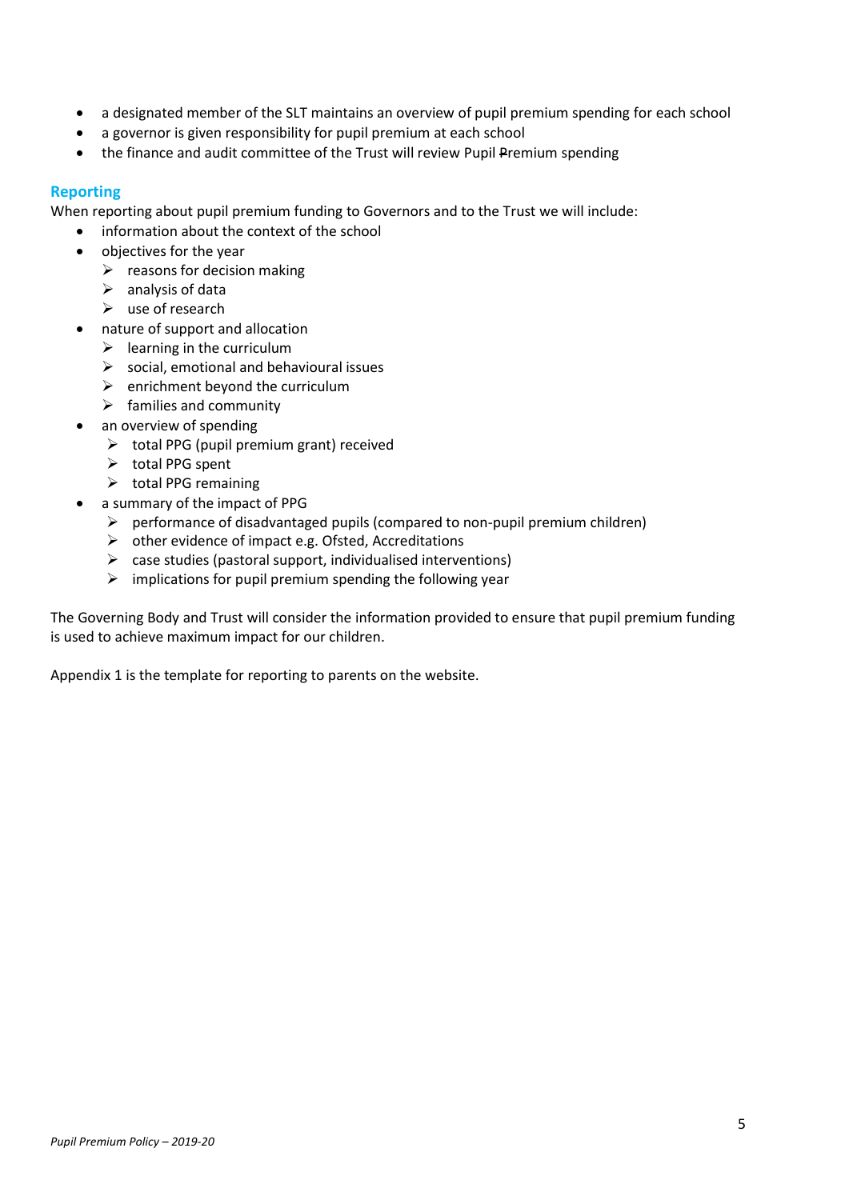- a designated member of the SLT maintains an overview of pupil premium spending for each school
- a governor is given responsibility for pupil premium at each school
- the finance and audit committee of the Trust will review Pupil Premium spending

## Reporting

When reporting about pupil premium funding to Governors and to the Trust we will include:

- information about the context of the school
- objectives for the year
  - reasons for decision making
  - analysis of data
  - use of research
- nature of support and allocation
  - learning in the curriculum
  - social, emotional and behavioural issues
  - enrichment beyond the curriculum
  - families and community
- an overview of spending
  - total PPG (pupil premium grant) received
  - total PPG spent
  - total PPG remaining
- a summary of the impact of PPG
  - performance of disadvantaged pupils (compared to non-pupil premium children)
  - other evidence of impact e.g. Ofsted, Accreditations
  - case studies (pastoral support, individualised interventions)
  - implications for pupil premium spending the following year

The Governing Body and Trust will consider the information provided to ensure that pupil premium funding is used to achieve maximum impact for our children.

Appendix 1 is the template for reporting to parents on the website.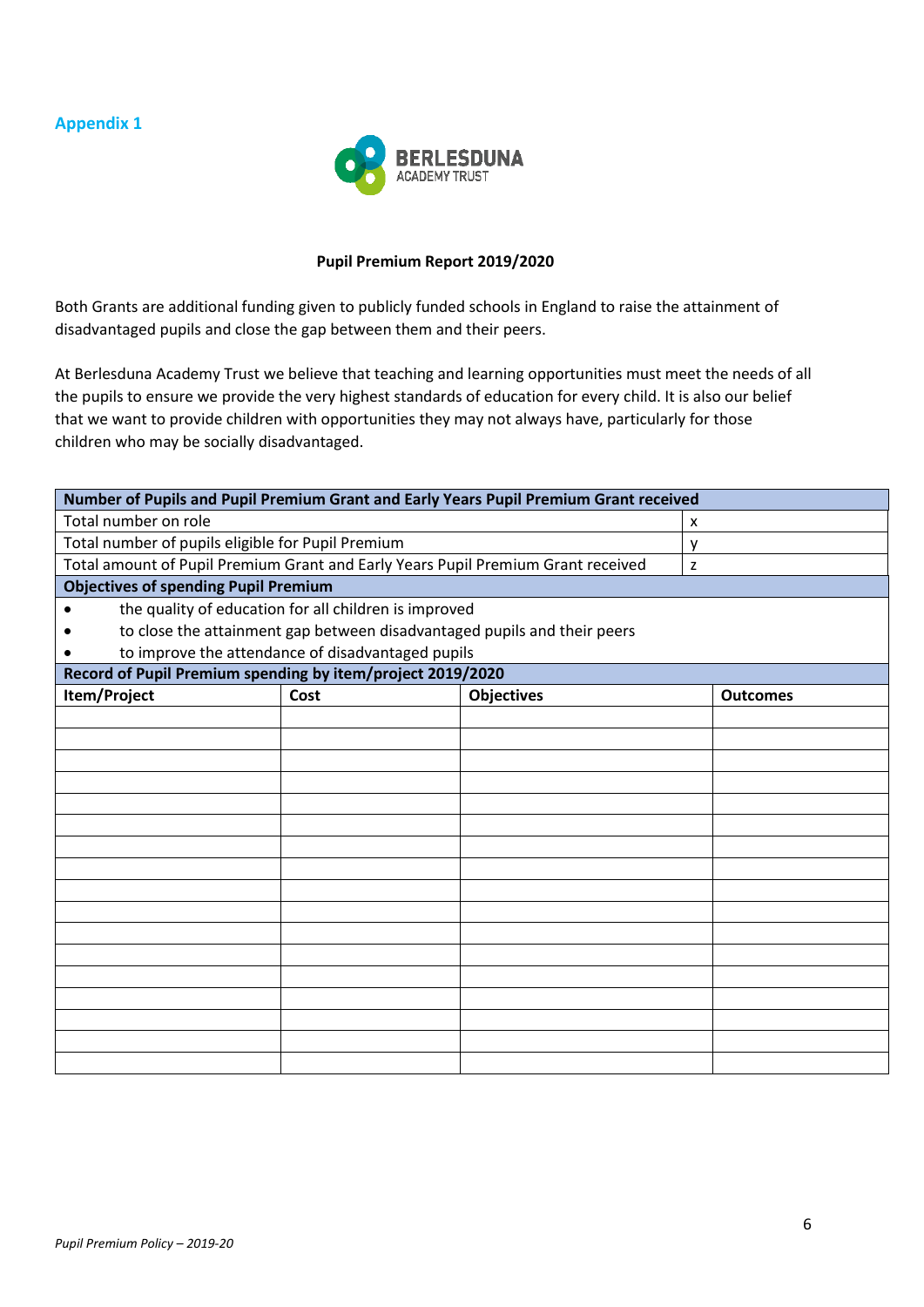**Appendix 1**

BERLESDUNA ACADEMY TRUST

**Pupil Premium Report 2019/2020**

Both Grants are additional funding given to publicly funded schools in England to raise the attainment of disadvantaged pupils and close the gap between them and their peers.

At Berlesduna Academy Trust we believe that teaching and learning opportunities must meet the needs of all the pupils to ensure we provide the very highest standards of education for every child. It is also our belief that we want to provide children with opportunities they may not always have, particularly for those children who may be socially disadvantaged.

| **Number of Pupils and Pupil Premium Grant and Early Years Pupil Premium Grant received** | | | |
|---|---|---|---|
| Total number on role | | | x |
| Total number of pupils eligible for Pupil Premium | | | y |
| Total amount of Pupil Premium Grant and Early Years Pupil Premium Grant received | | | z |
| **Objectives of spending Pupil Premium** | | | |
| • the quality of education for all children is improved<br>• to close the attainment gap between disadvantaged pupils and their peers<br>• to improve the attendance of disadvantaged pupils | | | |
| **Record of Pupil Premium spending by item/project 2019/2020** | | | |
| **Item/Project** | **Cost** | **Objectives** | **Outcomes** |
| | | | |
| | | | |
| | | | |
| | | | |
| | | | |
| | | | |
| | | | |
| | | | |
| | | | |
| | | | |
| | | | |
| | | | |
| | | | |
| | | | |
| | | | |
| | | | |
| | | | |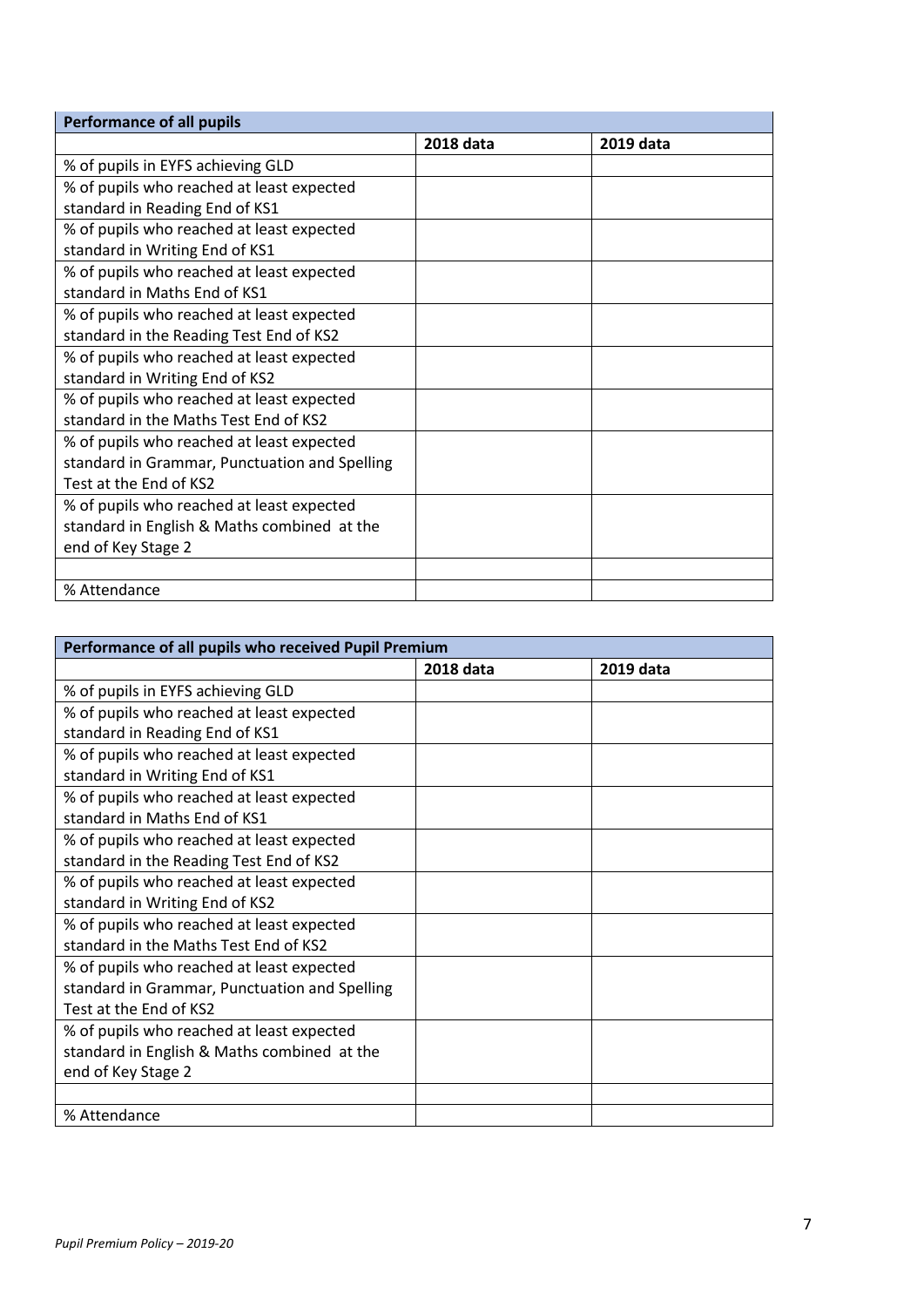| Performance of all pupils | | |
|---|---|---|
| | **2018 data** | **2019 data** |
| % of pupils in EYFS achieving GLD | | |
| % of pupils who reached at least expected standard in Reading End of KS1 | | |
| % of pupils who reached at least expected standard in Writing End of KS1 | | |
| % of pupils who reached at least expected standard in Maths End of KS1 | | |
| % of pupils who reached at least expected standard in the Reading Test End of KS2 | | |
| % of pupils who reached at least expected standard in Writing End of KS2 | | |
| % of pupils who reached at least expected standard in the Maths Test End of KS2 | | |
| % of pupils who reached at least expected standard in Grammar, Punctuation and Spelling Test at the End of KS2 | | |
| % of pupils who reached at least expected standard in English & Maths combined at the end of Key Stage 2 | | |
| | | |
| % Attendance | | |

| Performance of all pupils who received Pupil Premium | | |
|---|---|---|
| | **2018 data** | **2019 data** |
| % of pupils in EYFS achieving GLD | | |
| % of pupils who reached at least expected standard in Reading End of KS1 | | |
| % of pupils who reached at least expected standard in Writing End of KS1 | | |
| % of pupils who reached at least expected standard in Maths End of KS1 | | |
| % of pupils who reached at least expected standard in the Reading Test End of KS2 | | |
| % of pupils who reached at least expected standard in Writing End of KS2 | | |
| % of pupils who reached at least expected standard in the Maths Test End of KS2 | | |
| % of pupils who reached at least expected standard in Grammar, Punctuation and Spelling Test at the End of KS2 | | |
| % of pupils who reached at least expected standard in English & Maths combined at the end of Key Stage 2 | | |
| | | |
| % Attendance | | |